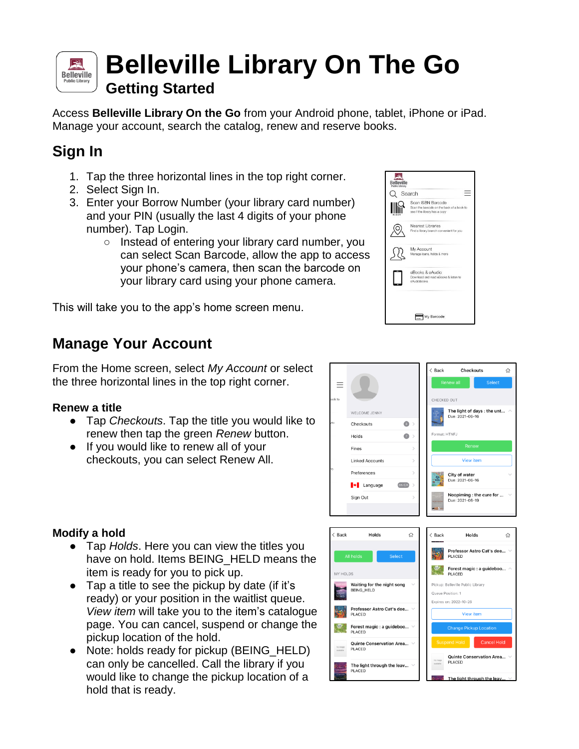# Belleville Library On The Go

## Getting Started

Access **Belleville Library On the Go** from your Android phone, tablet, iPhone or iPad. Manage your account, search the catalog, renew and reserve books.

## Sign In

1. Tap the three horizontal lines in the top right corner.
2. Select Sign In.
3. Enter your Borrow Number (your library card number) and your PIN (usually the last 4 digits of your phone number). Tap Login.
   - Instead of entering your library card number, you can select Scan Barcode, allow the app to access your phone's camera, then scan the barcode on your library card using your phone camera.

This will take you to the app's home screen menu.

## Manage Your Account

From the Home screen, select *My Account* or select the three horizontal lines in the top right corner.

### Renew a title

- Tap *Checkouts*. Tap the title you would like to renew then tap the green *Renew* button.
- If you would like to renew all of your checkouts, you can select Renew All.

### Modify a hold

- Tap *Holds*. Here you can view the titles you have on hold. Items BEING_HELD means the item is ready for you to pick up.
- Tap a title to see the pickup by date (if it's ready) or your position in the waitlist queue. *View item* will take you to the item's catalogue page. You can cancel, suspend or change the pickup location of the hold.
- Note: holds ready for pickup (BEING_HELD) can only be cancelled. Call the library if you would like to change the pickup location of a hold that is ready.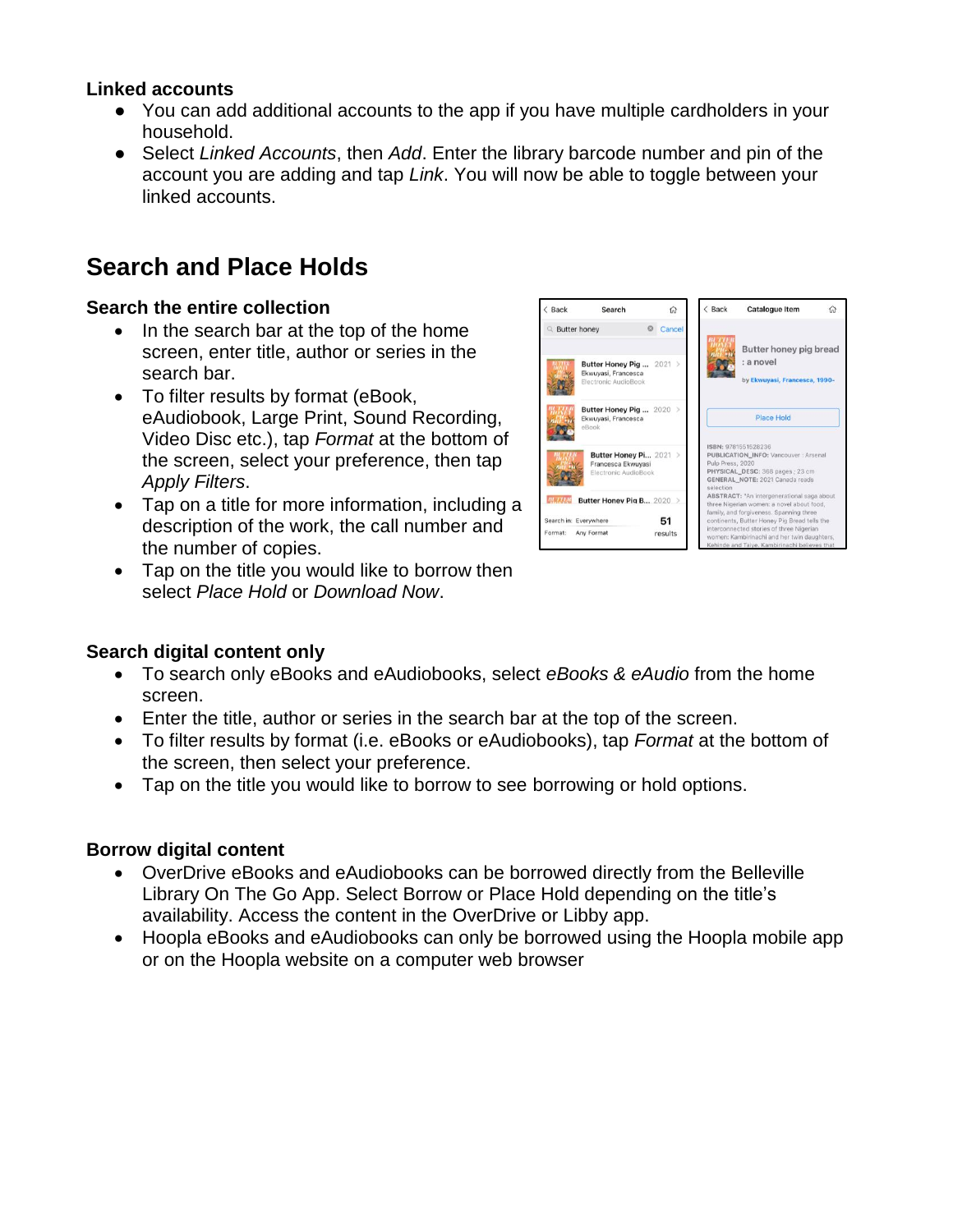**Linked accounts**

- You can add additional accounts to the app if you have multiple cardholders in your household.
- Select *Linked Accounts*, then *Add*. Enter the library barcode number and pin of the account you are adding and tap *Link*. You will now be able to toggle between your linked accounts.

## Search and Place Holds

**Search the entire collection**

- In the search bar at the top of the home screen, enter title, author or series in the search bar.
- To filter results by format (eBook, eAudiobook, Large Print, Sound Recording, Video Disc etc.), tap *Format* at the bottom of the screen, select your preference, then tap *Apply Filters*.
- Tap on a title for more information, including a description of the work, the call number and the number of copies.
- Tap on the title you would like to borrow then select *Place Hold* or *Download Now*.

**Search digital content only**

- To search only eBooks and eAudiobooks, select *eBooks & eAudio* from the home screen.
- Enter the title, author or series in the search bar at the top of the screen.
- To filter results by format (i.e. eBooks or eAudiobooks), tap *Format* at the bottom of the screen, then select your preference.
- Tap on the title you would like to borrow to see borrowing or hold options.

**Borrow digital content**

- OverDrive eBooks and eAudiobooks can be borrowed directly from the Belleville Library On The Go App. Select Borrow or Place Hold depending on the title's availability. Access the content in the OverDrive or Libby app.
- Hoopla eBooks and eAudiobooks can only be borrowed using the Hoopla mobile app or on the Hoopla website on a computer web browser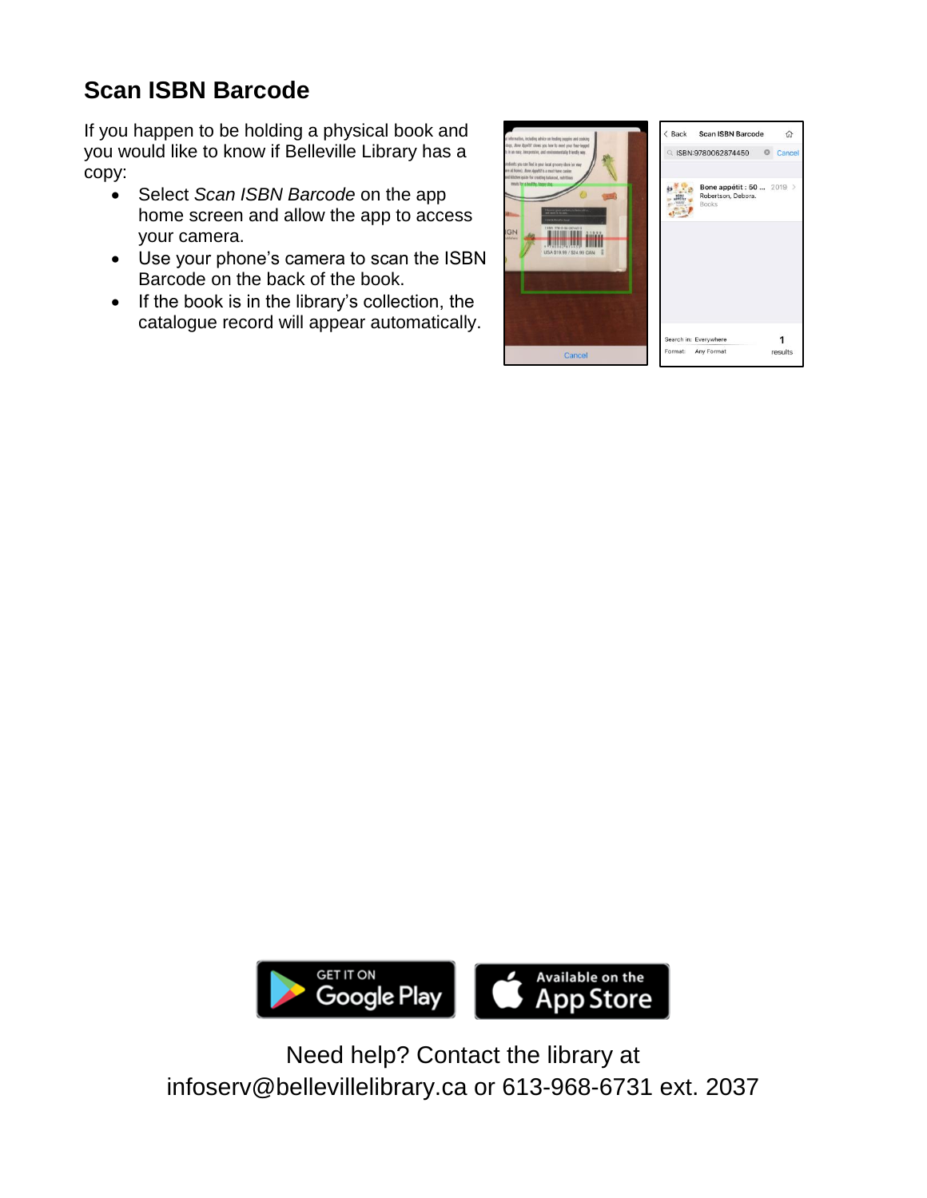## Scan ISBN Barcode

If you happen to be holding a physical book and you would like to know if Belleville Library has a copy:

- Select *Scan ISBN Barcode* on the app home screen and allow the app to access your camera.
- Use your phone's camera to scan the ISBN Barcode on the back of the book.
- If the book is in the library's collection, the catalogue record will appear automatically.

Need help? Contact the library at infoserv@bellevillelibrary.ca or 613-968-6731 ext. 2037